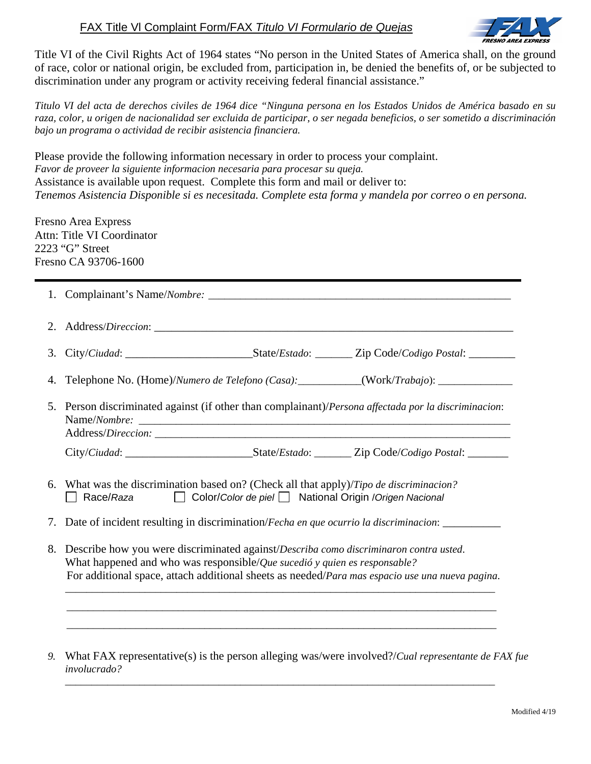# FAX Title Vl Complaint Form/FAX *Titulo VI Formulario de Quejas*

Title VI of the Civil Rights Act of 1964 states "No person in the United States of America shall, on the ground of race, color or national origin, be excluded from, participation in, be denied the benefits of, or be subjected to discrimination under any program or activity receiving federal financial assistance."

*Titulo VI del acta de derechos civiles de 1964 dice "Ninguna persona en los Estados Unidos de América basado en su raza, color, u origen de nacionalidad ser excluida de participar, o ser negada beneficios, o ser sometido a discriminación bajo un programa o actividad de recibir asistencia financiera.*

Please provide the following information necessary in order to process your complaint.
*Favor de proveer la siguiente informacion necesaria para procesar su queja.*
Assistance is available upon request. Complete this form and mail or deliver to:
*Tenemos Asistencia Disponible si es necesitada. Complete esta forma y mandela por correo o en persona.*

Fresno Area Express
Attn: Title VI Coordinator
2223 "G" Street
Fresno CA 93706-1600

---

1. Complainant's Name/*Nombre:* ______________________________________________________

2. Address/*Direccion*: ____________________________________________________________

3. City/*Ciudad*: ______________________State/*Estado*: ______ Zip Code/*Codigo Postal*: ________

4. Telephone No. (Home)/*Numero de Telefono (Casa):*___________(Work/*Trabajo*): _____________

5. Person discriminated against (if other than complainant)/*Persona affectada por la discriminacion*:
   Name/*Nombre:* ________________________________________________________________
   Address/*Direccion:* ______________________________________________________________
   City/*Ciudad*: ______________________State/*Estado*: ______ Zip Code/*Codigo Postal*: _______

6. What was the discrimination based on? (Check all that apply)/*Tipo de discriminacion?*
   ☐ Race/*Raza* ☐ Color/*Color de piel* ☐ National Origin /*Origen Nacional*

7. Date of incident resulting in discrimination/*Fecha en que ocurrio la discriminacion*: __________

8. Describe how you were discriminated against/*Describa como discriminaron contra usted*.
   What happened and who was responsible/*Que sucedió y quien es responsable?*
   For additional space, attach additional sheets as needed/*Para mas espacio use una nueva pagina*.
   ____________________________________________________________________________
   ____________________________________________________________________________
   ____________________________________________________________________________

9. What FAX representative(s) is the person alleging was/were involved?/*Cual representante de FAX fue involucrado?*
   ____________________________________________________________________________

Modified 4/19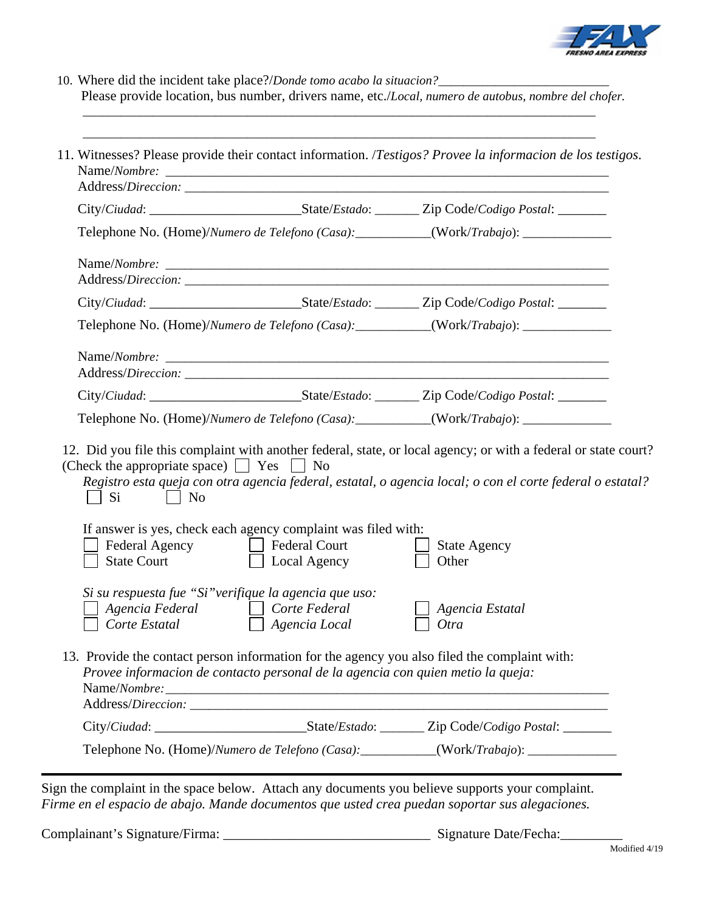10. Where did the incident take place?/*Donde tomo acabo la situacion?*_________________________
    Please provide location, bus number, drivers name, etc./*Local, numero de autobus, nombre del chofer.*
    ______________________________________________________________________________
    ______________________________________________________________________________

11. Witnesses? Please provide their contact information. /*Testigos? Provee la informacion de los testigos.*
    Name/*Nombre:* ____________________________________________________________________
    Address/*Direccion:* ________________________________________________________________
    City/*Ciudad*: ______________________State/*Estado*: ______ Zip Code/*Codigo Postal*: _______
    Telephone No. (Home)/*Numero de Telefono (Casa):*___________(Work/*Trabajo*): _____________

    Name/*Nombre:* ____________________________________________________________________
    Address/*Direccion:* ________________________________________________________________
    City/*Ciudad*: ______________________State/*Estado*: ______ Zip Code/*Codigo Postal*: _______
    Telephone No. (Home)/*Numero de Telefono (Casa):*___________(Work/*Trabajo*): _____________

    Name/*Nombre:* ____________________________________________________________________
    Address/*Direccion:* ________________________________________________________________
    City/*Ciudad*: ______________________State/*Estado*: ______ Zip Code/*Codigo Postal*: _______
    Telephone No. (Home)/*Numero de Telefono (Casa):*___________(Work/*Trabajo*): _____________

12. Did you file this complaint with another federal, state, or local agency; or with a federal or state court? (Check the appropriate space) ☐ Yes ☐ No
    *Registro esta queja con otra agencia federal, estatal, o agencia local; o con el corte federal o estatal?*
    ☐ Si ☐ No

    If answer is yes, check each agency complaint was filed with:
    ☐ Federal Agency ☐ Federal Court ☐ State Agency
    ☐ State Court ☐ Local Agency ☐ Other

    *Si su respuesta fue "Si" verifique la agencia que uso:*
    ☐ *Agencia Federal* ☐ *Corte Federal* ☐ *Agencia Estatal*
    ☐ *Corte Estatal* ☐ *Agencia Local* ☐ *Otra*

13. Provide the contact person information for the agency you also filed the complaint with:
    *Provee informacion de contacto personal de la agencia con quien metio la queja:*
    Name/*Nombre:*__________________________________________________________________
    Address/*Direccion:* ______________________________________________________________
    City/*Ciudad*: ______________________State/*Estado*: ______ Zip Code/*Codigo Postal*: _______
    Telephone No. (Home)/*Numero de Telefono (Casa):*___________(Work/*Trabajo*): _____________

---

Sign the complaint in the space below. Attach any documents you believe supports your complaint.
*Firme en el espacio de abajo. Mande documentos que usted crea puedan soportar sus alegaciones.*

Complainant's Signature/Firma: ______________________________ Signature Date/Fecha:_________

Modified 4/19